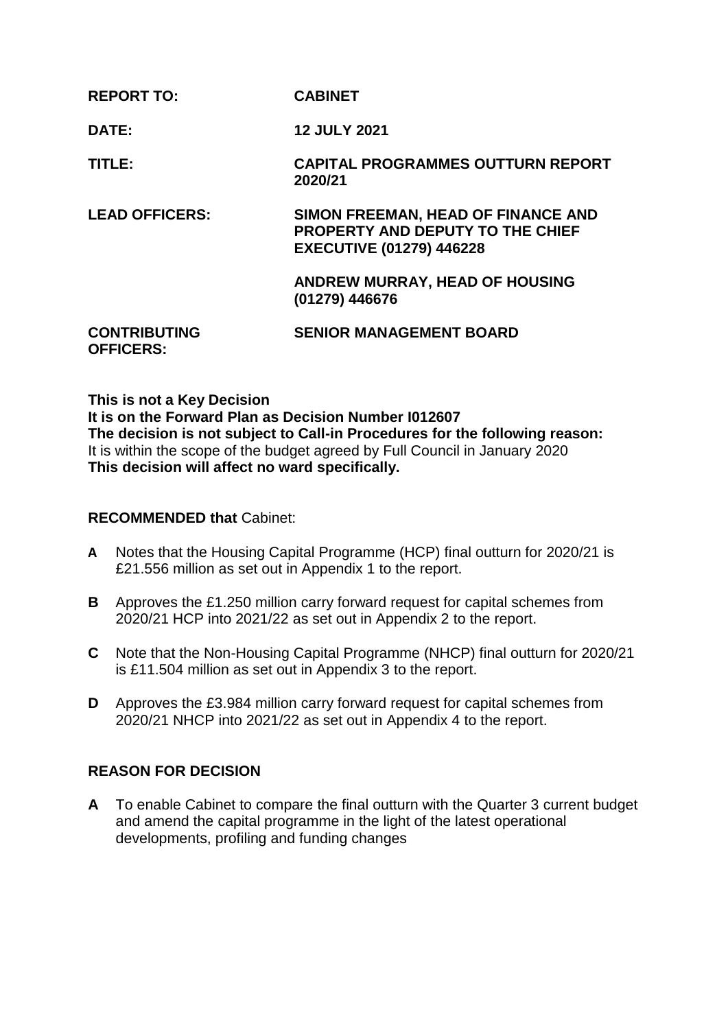**REPORT TO:** **CABINET**

**DATE:** **12 JULY 2021**

**TITLE:** **CAPITAL PROGRAMMES OUTTURN REPORT 2020/21**

**LEAD OFFICERS:** **SIMON FREEMAN, HEAD OF FINANCE AND PROPERTY AND DEPUTY TO THE CHIEF EXECUTIVE (01279) 446228**

**ANDREW MURRAY, HEAD OF HOUSING (01279) 446676**

**CONTRIBUTING OFFICERS:** **SENIOR MANAGEMENT BOARD**

**This is not a Key Decision**
**It is on the Forward Plan as Decision Number I012607**
**The decision is not subject to Call-in Procedures for the following reason:**
It is within the scope of the budget agreed by Full Council in January 2020
**This decision will affect no ward specifically.**

**RECOMMENDED that** Cabinet:

**A** Notes that the Housing Capital Programme (HCP) final outturn for 2020/21 is £21.556 million as set out in Appendix 1 to the report.

**B** Approves the £1.250 million carry forward request for capital schemes from 2020/21 HCP into 2021/22 as set out in Appendix 2 to the report.

**C** Note that the Non-Housing Capital Programme (NHCP) final outturn for 2020/21 is £11.504 million as set out in Appendix 3 to the report.

**D** Approves the £3.984 million carry forward request for capital schemes from 2020/21 NHCP into 2021/22 as set out in Appendix 4 to the report.

## REASON FOR DECISION

**A** To enable Cabinet to compare the final outturn with the Quarter 3 current budget and amend the capital programme in the light of the latest operational developments, profiling and funding changes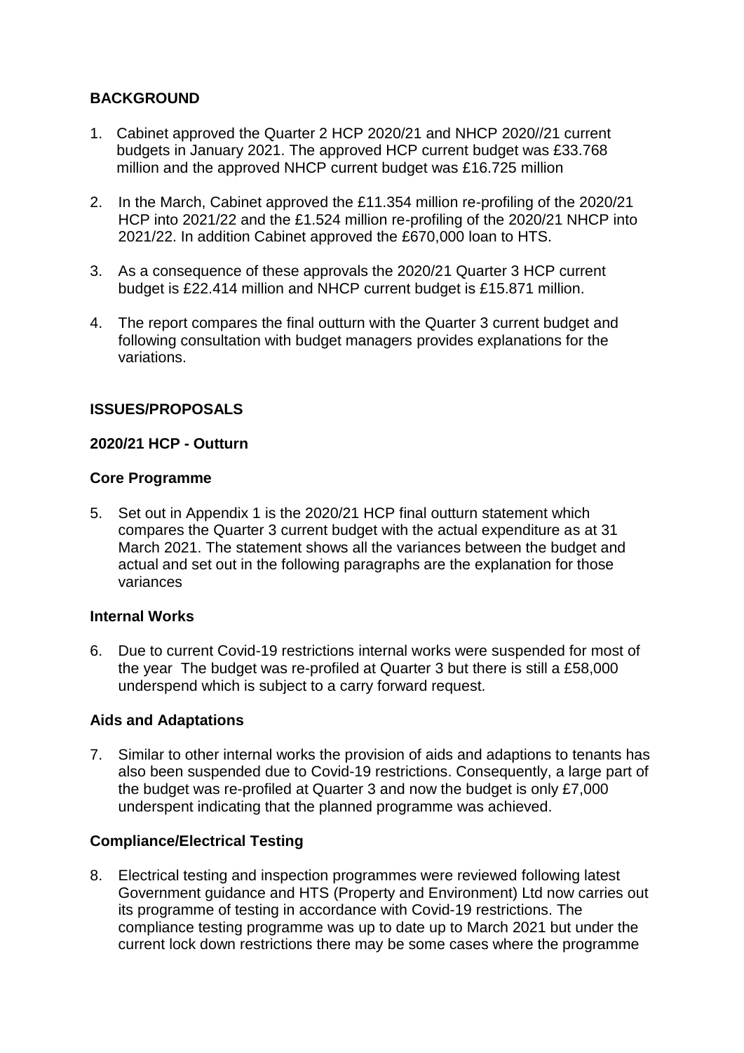## BACKGROUND

1. Cabinet approved the Quarter 2 HCP 2020/21 and NHCP 2020//21 current budgets in January 2021. The approved HCP current budget was £33.768 million and the approved NHCP current budget was £16.725 million

2. In the March, Cabinet approved the £11.354 million re-profiling of the 2020/21 HCP into 2021/22 and the £1.524 million re-profiling of the 2020/21 NHCP into 2021/22. In addition Cabinet approved the £670,000 loan to HTS.

3. As a consequence of these approvals the 2020/21 Quarter 3 HCP current budget is £22.414 million and NHCP current budget is £15.871 million.

4. The report compares the final outturn with the Quarter 3 current budget and following consultation with budget managers provides explanations for the variations.

## ISSUES/PROPOSALS

### 2020/21 HCP - Outturn

### Core Programme

5. Set out in Appendix 1 is the 2020/21 HCP final outturn statement which compares the Quarter 3 current budget with the actual expenditure as at 31 March 2021. The statement shows all the variances between the budget and actual and set out in the following paragraphs are the explanation for those variances

### Internal Works

6. Due to current Covid-19 restrictions internal works were suspended for most of the year The budget was re-profiled at Quarter 3 but there is still a £58,000 underspend which is subject to a carry forward request.

### Aids and Adaptations

7. Similar to other internal works the provision of aids and adaptions to tenants has also been suspended due to Covid-19 restrictions. Consequently, a large part of the budget was re-profiled at Quarter 3 and now the budget is only £7,000 underspent indicating that the planned programme was achieved.

### Compliance/Electrical Testing

8. Electrical testing and inspection programmes were reviewed following latest Government guidance and HTS (Property and Environment) Ltd now carries out its programme of testing in accordance with Covid-19 restrictions. The compliance testing programme was up to date up to March 2021 but under the current lock down restrictions there may be some cases where the programme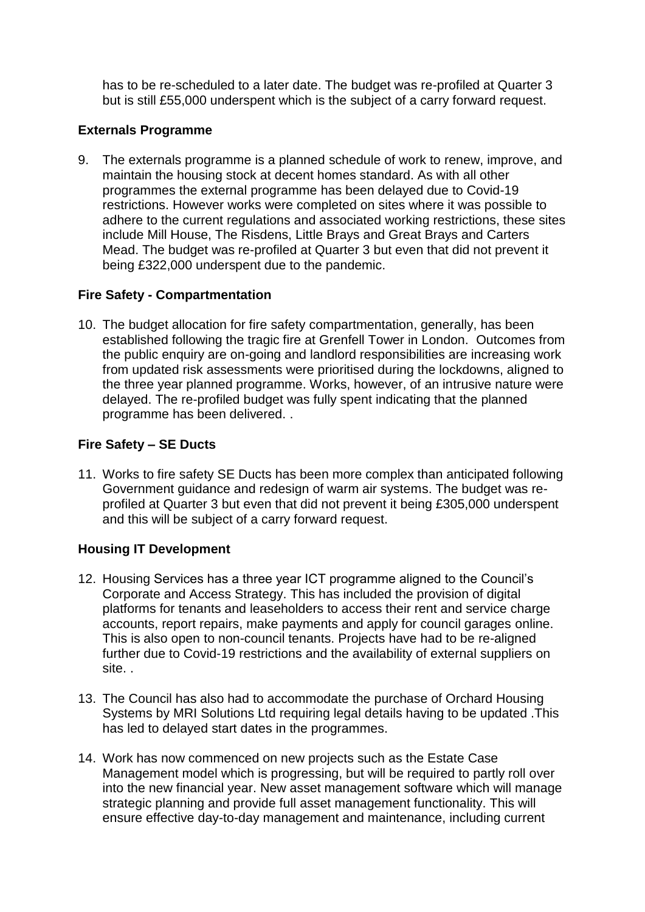has to be re-scheduled to a later date. The budget was re-profiled at Quarter 3 but is still £55,000 underspent which is the subject of a carry forward request.

**Externals Programme**

9. The externals programme is a planned schedule of work to renew, improve, and maintain the housing stock at decent homes standard. As with all other programmes the external programme has been delayed due to Covid-19 restrictions. However works were completed on sites where it was possible to adhere to the current regulations and associated working restrictions, these sites include Mill House, The Risdens, Little Brays and Great Brays and Carters Mead. The budget was re-profiled at Quarter 3 but even that did not prevent it being £322,000 underspent due to the pandemic.

**Fire Safety - Compartmentation**

10. The budget allocation for fire safety compartmentation, generally, has been established following the tragic fire at Grenfell Tower in London. Outcomes from the public enquiry are on-going and landlord responsibilities are increasing work from updated risk assessments were prioritised during the lockdowns, aligned to the three year planned programme. Works, however, of an intrusive nature were delayed. The re-profiled budget was fully spent indicating that the planned programme has been delivered. .

**Fire Safety – SE Ducts**

11. Works to fire safety SE Ducts has been more complex than anticipated following Government guidance and redesign of warm air systems. The budget was re-profiled at Quarter 3 but even that did not prevent it being £305,000 underspent and this will be subject of a carry forward request.

**Housing IT Development**

12. Housing Services has a three year ICT programme aligned to the Council's Corporate and Access Strategy. This has included the provision of digital platforms for tenants and leaseholders to access their rent and service charge accounts, report repairs, make payments and apply for council garages online. This is also open to non-council tenants. Projects have had to be re-aligned further due to Covid-19 restrictions and the availability of external suppliers on site. .

13. The Council has also had to accommodate the purchase of Orchard Housing Systems by MRI Solutions Ltd requiring legal details having to be updated .This has led to delayed start dates in the programmes.

14. Work has now commenced on new projects such as the Estate Case Management model which is progressing, but will be required to partly roll over into the new financial year. New asset management software which will manage strategic planning and provide full asset management functionality. This will ensure effective day-to-day management and maintenance, including current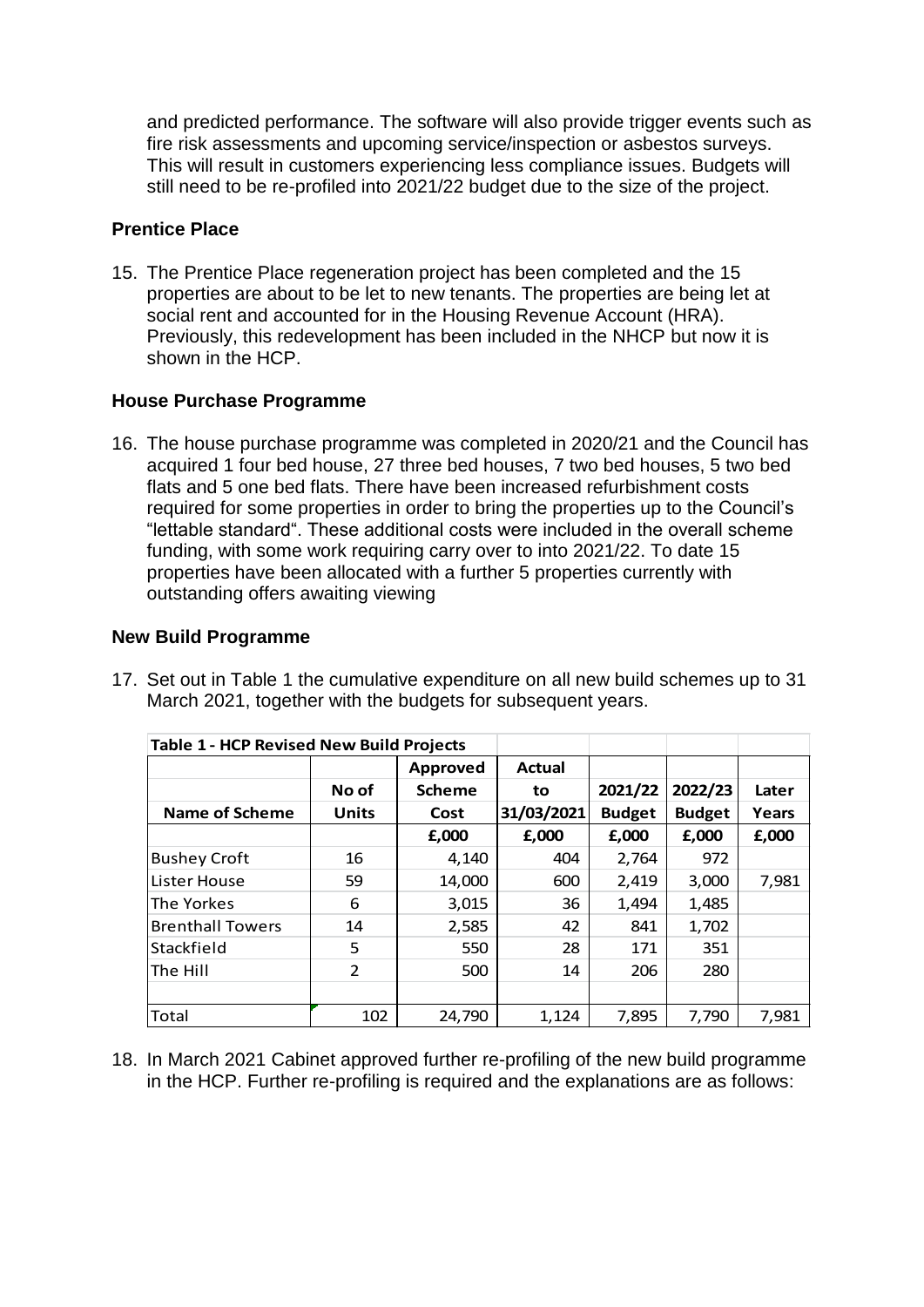and predicted performance. The software will also provide trigger events such as fire risk assessments and upcoming service/inspection or asbestos surveys. This will result in customers experiencing less compliance issues. Budgets will still need to be re-profiled into 2021/22 budget due to the size of the project.

### Prentice Place

15. The Prentice Place regeneration project has been completed and the 15 properties are about to be let to new tenants. The properties are being let at social rent and accounted for in the Housing Revenue Account (HRA). Previously, this redevelopment has been included in the NHCP but now it is shown in the HCP.

### House Purchase Programme

16. The house purchase programme was completed in 2020/21 and the Council has acquired 1 four bed house, 27 three bed houses, 7 two bed houses, 5 two bed flats and 5 one bed flats. There have been increased refurbishment costs required for some properties in order to bring the properties up to the Council's "lettable standard". These additional costs were included in the overall scheme funding, with some work requiring carry over to into 2021/22. To date 15 properties have been allocated with a further 5 properties currently with outstanding offers awaiting viewing

### New Build Programme

17. Set out in Table 1 the cumulative expenditure on all new build schemes up to 31 March 2021, together with the budgets for subsequent years.

**Table 1 - HCP Revised New Build Projects**

| Name of Scheme | No of Units | Approved Scheme Cost | Actual to 31/03/2021 | 2021/22 Budget | 2022/23 Budget | Later Years |
|---|---|---|---|---|---|---|
| | | £,000 | £,000 | £,000 | £,000 | £,000 |
| Bushey Croft | 16 | 4,140 | 404 | 2,764 | 972 | |
| Lister House | 59 | 14,000 | 600 | 2,419 | 3,000 | 7,981 |
| The Yorkes | 6 | 3,015 | 36 | 1,494 | 1,485 | |
| Brenthall Towers | 14 | 2,585 | 42 | 841 | 1,702 | |
| Stackfield | 5 | 550 | 28 | 171 | 351 | |
| The Hill | 2 | 500 | 14 | 206 | 280 | |
| | | | | | | |
| Total | 102 | 24,790 | 1,124 | 7,895 | 7,790 | 7,981 |

18. In March 2021 Cabinet approved further re-profiling of the new build programme in the HCP. Further re-profiling is required and the explanations are as follows: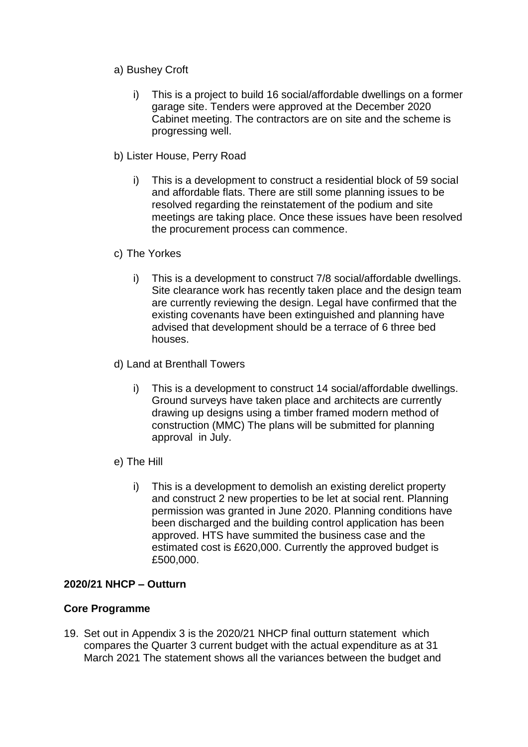a) Bushey Croft

   i) This is a project to build 16 social/affordable dwellings on a former garage site. Tenders were approved at the December 2020 Cabinet meeting. The contractors are on site and the scheme is progressing well.

b) Lister House, Perry Road

   i) This is a development to construct a residential block of 59 social and affordable flats. There are still some planning issues to be resolved regarding the reinstatement of the podium and site meetings are taking place. Once these issues have been resolved the procurement process can commence.

c) The Yorkes

   i) This is a development to construct 7/8 social/affordable dwellings. Site clearance work has recently taken place and the design team are currently reviewing the design. Legal have confirmed that the existing covenants have been extinguished and planning have advised that development should be a terrace of 6 three bed houses.

d) Land at Brenthall Towers

   i) This is a development to construct 14 social/affordable dwellings. Ground surveys have taken place and architects are currently drawing up designs using a timber framed modern method of construction (MMC) The plans will be submitted for planning approval in July.

e) The Hill

   i) This is a development to demolish an existing derelict property and construct 2 new properties to be let at social rent. Planning permission was granted in June 2020. Planning conditions have been discharged and the building control application has been approved. HTS have summited the business case and the estimated cost is £620,000. Currently the approved budget is £500,000.

**2020/21 NHCP – Outturn**

**Core Programme**

19. Set out in Appendix 3 is the 2020/21 NHCP final outturn statement which compares the Quarter 3 current budget with the actual expenditure as at 31 March 2021 The statement shows all the variances between the budget and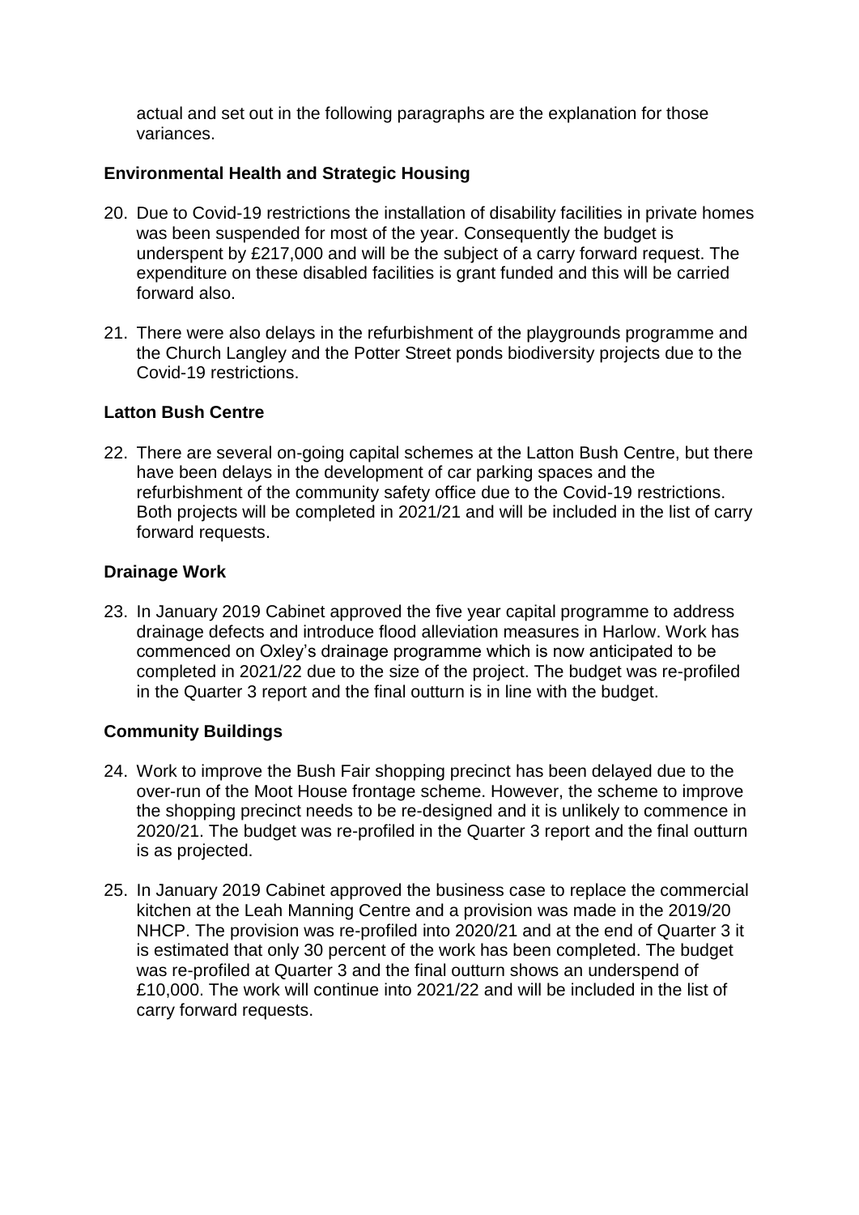actual and set out in the following paragraphs are the explanation for those variances.

**Environmental Health and Strategic Housing**

20. Due to Covid-19 restrictions the installation of disability facilities in private homes was been suspended for most of the year. Consequently the budget is underspent by £217,000 and will be the subject of a carry forward request. The expenditure on these disabled facilities is grant funded and this will be carried forward also.

21. There were also delays in the refurbishment of the playgrounds programme and the Church Langley and the Potter Street ponds biodiversity projects due to the Covid-19 restrictions.

**Latton Bush Centre**

22. There are several on-going capital schemes at the Latton Bush Centre, but there have been delays in the development of car parking spaces and the refurbishment of the community safety office due to the Covid-19 restrictions. Both projects will be completed in 2021/21 and will be included in the list of carry forward requests.

**Drainage Work**

23. In January 2019 Cabinet approved the five year capital programme to address drainage defects and introduce flood alleviation measures in Harlow. Work has commenced on Oxley's drainage programme which is now anticipated to be completed in 2021/22 due to the size of the project. The budget was re-profiled in the Quarter 3 report and the final outturn is in line with the budget.

**Community Buildings**

24. Work to improve the Bush Fair shopping precinct has been delayed due to the over-run of the Moot House frontage scheme. However, the scheme to improve the shopping precinct needs to be re-designed and it is unlikely to commence in 2020/21. The budget was re-profiled in the Quarter 3 report and the final outturn is as projected.

25. In January 2019 Cabinet approved the business case to replace the commercial kitchen at the Leah Manning Centre and a provision was made in the 2019/20 NHCP. The provision was re-profiled into 2020/21 and at the end of Quarter 3 it is estimated that only 30 percent of the work has been completed. The budget was re-profiled at Quarter 3 and the final outturn shows an underspend of £10,000. The work will continue into 2021/22 and will be included in the list of carry forward requests.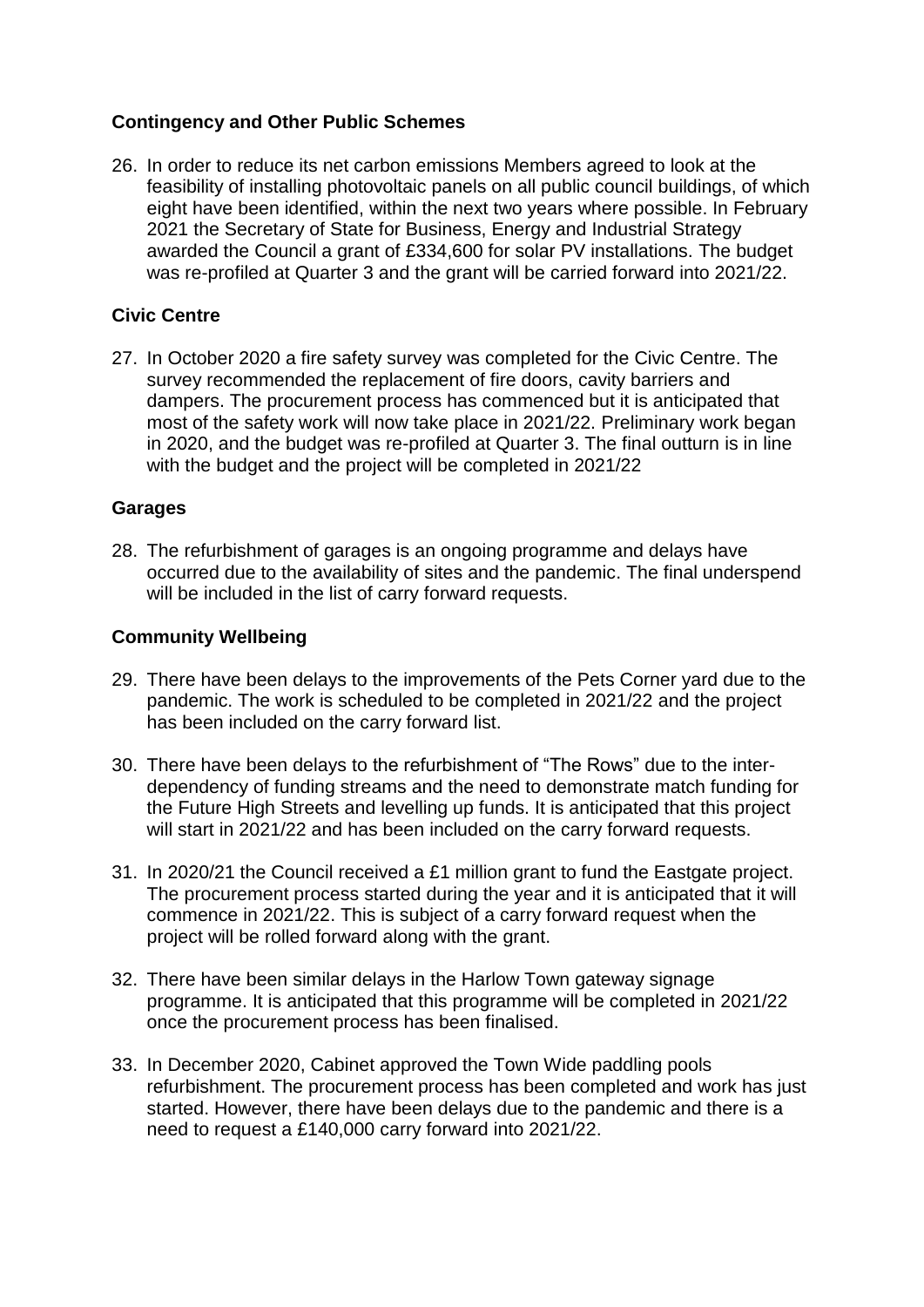**Contingency and Other Public Schemes**

26. In order to reduce its net carbon emissions Members agreed to look at the feasibility of installing photovoltaic panels on all public council buildings, of which eight have been identified, within the next two years where possible. In February 2021 the Secretary of State for Business, Energy and Industrial Strategy awarded the Council a grant of £334,600 for solar PV installations. The budget was re-profiled at Quarter 3 and the grant will be carried forward into 2021/22.

**Civic Centre**

27. In October 2020 a fire safety survey was completed for the Civic Centre. The survey recommended the replacement of fire doors, cavity barriers and dampers. The procurement process has commenced but it is anticipated that most of the safety work will now take place in 2021/22. Preliminary work began in 2020, and the budget was re-profiled at Quarter 3. The final outturn is in line with the budget and the project will be completed in 2021/22

**Garages**

28. The refurbishment of garages is an ongoing programme and delays have occurred due to the availability of sites and the pandemic. The final underspend will be included in the list of carry forward requests.

**Community Wellbeing**

29. There have been delays to the improvements of the Pets Corner yard due to the pandemic. The work is scheduled to be completed in 2021/22 and the project has been included on the carry forward list.

30. There have been delays to the refurbishment of "The Rows" due to the inter-dependency of funding streams and the need to demonstrate match funding for the Future High Streets and levelling up funds. It is anticipated that this project will start in 2021/22 and has been included on the carry forward requests.

31. In 2020/21 the Council received a £1 million grant to fund the Eastgate project. The procurement process started during the year and it is anticipated that it will commence in 2021/22. This is subject of a carry forward request when the project will be rolled forward along with the grant.

32. There have been similar delays in the Harlow Town gateway signage programme. It is anticipated that this programme will be completed in 2021/22 once the procurement process has been finalised.

33. In December 2020, Cabinet approved the Town Wide paddling pools refurbishment. The procurement process has been completed and work has just started. However, there have been delays due to the pandemic and there is a need to request a £140,000 carry forward into 2021/22.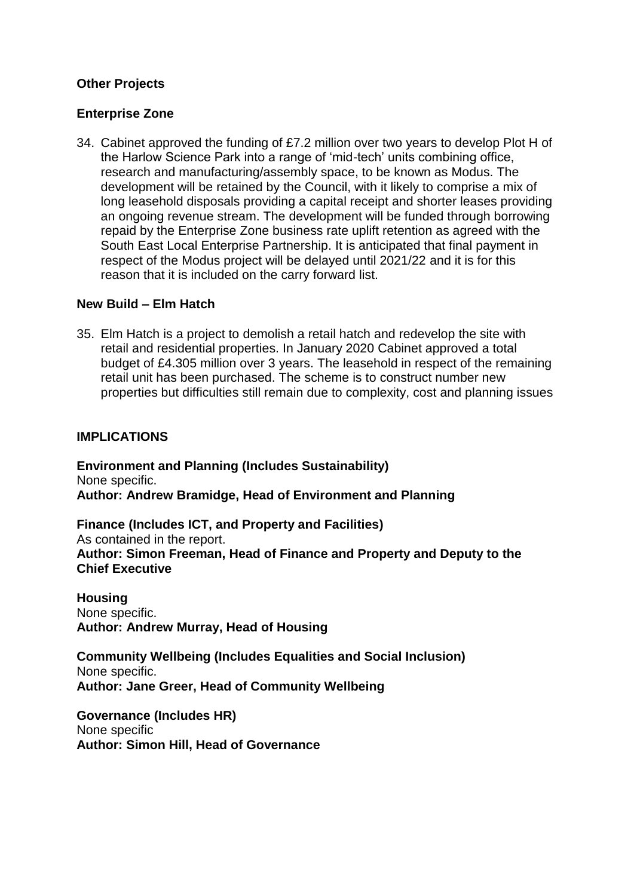**Other Projects**

**Enterprise Zone**

34. Cabinet approved the funding of £7.2 million over two years to develop Plot H of the Harlow Science Park into a range of 'mid-tech' units combining office, research and manufacturing/assembly space, to be known as Modus. The development will be retained by the Council, with it likely to comprise a mix of long leasehold disposals providing a capital receipt and shorter leases providing an ongoing revenue stream. The development will be funded through borrowing repaid by the Enterprise Zone business rate uplift retention as agreed with the South East Local Enterprise Partnership. It is anticipated that final payment in respect of the Modus project will be delayed until 2021/22 and it is for this reason that it is included on the carry forward list.

**New Build – Elm Hatch**

35. Elm Hatch is a project to demolish a retail hatch and redevelop the site with retail and residential properties. In January 2020 Cabinet approved a total budget of £4.305 million over 3 years. The leasehold in respect of the remaining retail unit has been purchased. The scheme is to construct number new properties but difficulties still remain due to complexity, cost and planning issues

**IMPLICATIONS**

**Environment and Planning (Includes Sustainability)**
None specific.
**Author: Andrew Bramidge, Head of Environment and Planning**

**Finance (Includes ICT, and Property and Facilities)**
As contained in the report.
**Author: Simon Freeman, Head of Finance and Property and Deputy to the Chief Executive**

**Housing**
None specific.
**Author: Andrew Murray, Head of Housing**

**Community Wellbeing (Includes Equalities and Social Inclusion)**
None specific.
**Author: Jane Greer, Head of Community Wellbeing**

**Governance (Includes HR)**
None specific
**Author: Simon Hill, Head of Governance**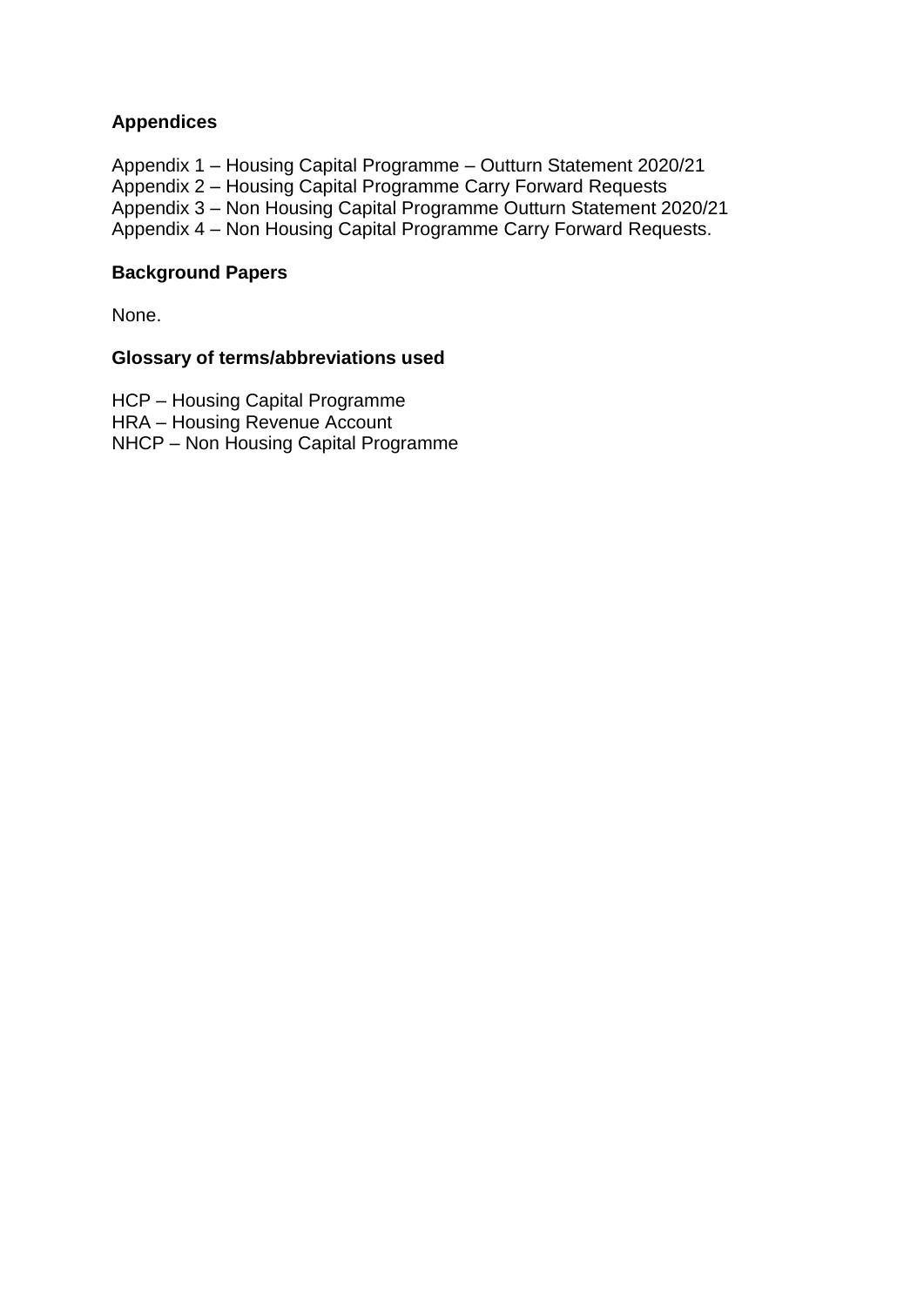**Appendices**

Appendix 1 – Housing Capital Programme – Outturn Statement 2020/21
Appendix 2 – Housing Capital Programme Carry Forward Requests
Appendix 3 – Non Housing Capital Programme Outturn Statement 2020/21
Appendix 4 – Non Housing Capital Programme Carry Forward Requests.

**Background Papers**

None.

**Glossary of terms/abbreviations used**

HCP – Housing Capital Programme
HRA – Housing Revenue Account
NHCP – Non Housing Capital Programme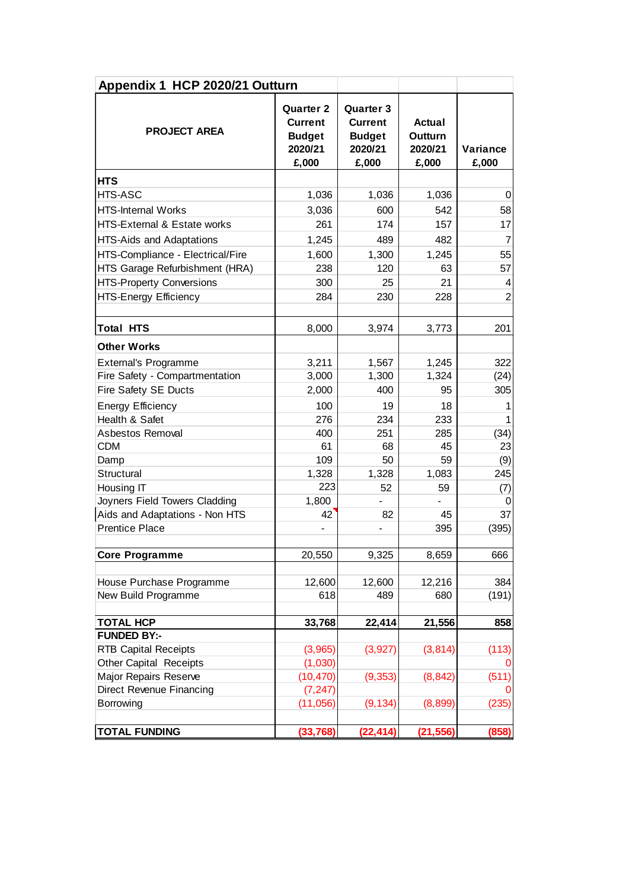## Appendix 1 HCP 2020/21 Outturn

| PROJECT AREA | Quarter 2 Current Budget 2020/21 £,000 | Quarter 3 Current Budget 2020/21 £,000 | Actual Outturn 2020/21 £,000 | Variance £,000 |
|---|---|---|---|---|
| **HTS** | | | | |
| HTS-ASC | 1,036 | 1,036 | 1,036 | 0 |
| HTS-Internal Works | 3,036 | 600 | 542 | 58 |
| HTS-External & Estate works | 261 | 174 | 157 | 17 |
| HTS-Aids and Adaptations | 1,245 | 489 | 482 | 7 |
| HTS-Compliance - Electrical/Fire | 1,600 | 1,300 | 1,245 | 55 |
| HTS Garage Refurbishment (HRA) | 238 | 120 | 63 | 57 |
| HTS-Property Conversions | 300 | 25 | 21 | 4 |
| HTS-Energy Efficiency | 284 | 230 | 228 | 2 |
| | | | | |
| **Total HTS** | 8,000 | 3,974 | 3,773 | 201 |
| **Other Works** | | | | |
| External's Programme | 3,211 | 1,567 | 1,245 | 322 |
| Fire Safety - Compartmentation | 3,000 | 1,300 | 1,324 | (24) |
| Fire Safety SE Ducts | 2,000 | 400 | 95 | 305 |
| Energy Efficiency | 100 | 19 | 18 | 1 |
| Health & Safet | 276 | 234 | 233 | 1 |
| Asbestos Removal | 400 | 251 | 285 | (34) |
| CDM | 61 | 68 | 45 | 23 |
| Damp | 109 | 50 | 59 | (9) |
| Structural | 1,328 | 1,328 | 1,083 | 245 |
| Housing IT | 223 | 52 | 59 | (7) |
| Joyners Field Towers Cladding | 1,800 | - | - | 0 |
| Aids and Adaptations - Non HTS | 42 | 82 | 45 | 37 |
| Prentice Place | - | - | 395 | (395) |
| | | | | |
| **Core Programme** | 20,550 | 9,325 | 8,659 | 666 |
| | | | | |
| House Purchase Programme | 12,600 | 12,600 | 12,216 | 384 |
| New Build Programme | 618 | 489 | 680 | (191) |
| | | | | |
| **TOTAL HCP** | **33,768** | **22,414** | **21,556** | **858** |
| **FUNDED BY:-** | | | | |
| RTB Capital Receipts | (3,965) | (3,927) | (3,814) | (113) |
| Other Capital Receipts | (1,030) | | | 0 |
| Major Repairs Reserve | (10,470) | (9,353) | (8,842) | (511) |
| Direct Revenue Financing | (7,247) | | | 0 |
| Borrowing | (11,056) | (9,134) | (8,899) | (235) |
| | | | | |
| **TOTAL FUNDING** | **(33,768)** | **(22,414)** | **(21,556)** | **(858)** |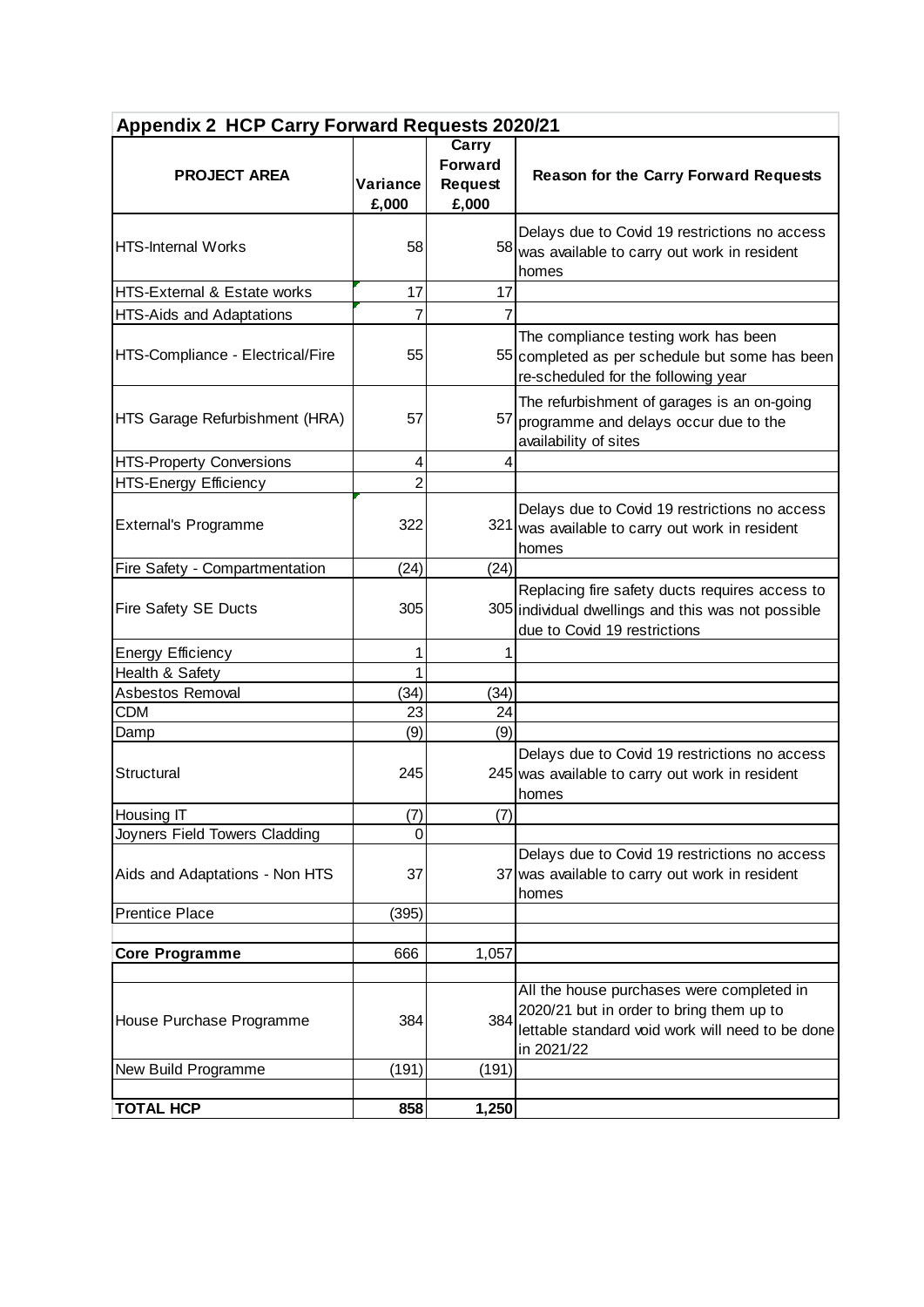## Appendix 2 HCP Carry Forward Requests 2020/21

| PROJECT AREA | Variance £,000 | Carry Forward Request £,000 | Reason for the Carry Forward Requests |
|---|---|---|---|
| HTS-Internal Works | 58 | 58 | Delays due to Covid 19 restrictions no access was available to carry out work in resident homes |
| HTS-External & Estate works | 17 | 17 | |
| HTS-Aids and Adaptations | 7 | 7 | |
| HTS-Compliance - Electrical/Fire | 55 | 55 | The compliance testing work has been completed as per schedule but some has been re-scheduled for the following year |
| HTS Garage Refurbishment (HRA) | 57 | 57 | The refurbishment of garages is an on-going programme and delays occur due to the availability of sites |
| HTS-Property Conversions | 4 | 4 | |
| HTS-Energy Efficiency | 2 | | |
| External's Programme | 322 | 321 | Delays due to Covid 19 restrictions no access was available to carry out work in resident homes |
| Fire Safety - Compartmentation | (24) | (24) | |
| Fire Safety SE Ducts | 305 | 305 | Replacing fire safety ducts requires access to individual dwellings and this was not possible due to Covid 19 restrictions |
| Energy Efficiency | 1 | 1 | |
| Health & Safety | 1 | | |
| Asbestos Removal | (34) | (34) | |
| CDM | 23 | 24 | |
| Damp | (9) | (9) | |
| Structural | 245 | 245 | Delays due to Covid 19 restrictions no access was available to carry out work in resident homes |
| Housing IT | (7) | (7) | |
| Joyners Field Towers Cladding | 0 | | |
| Aids and Adaptations - Non HTS | 37 | 37 | Delays due to Covid 19 restrictions no access was available to carry out work in resident homes |
| Prentice Place | (395) | | |
| | | | |
| **Core Programme** | 666 | 1,057 | |
| | | | |
| House Purchase Programme | 384 | 384 | All the house purchases were completed in 2020/21 but in order to bring them up to lettable standard void work will need to be done in 2021/22 |
| New Build Programme | (191) | (191) | |
| | | | |
| **TOTAL HCP** | **858** | **1,250** | |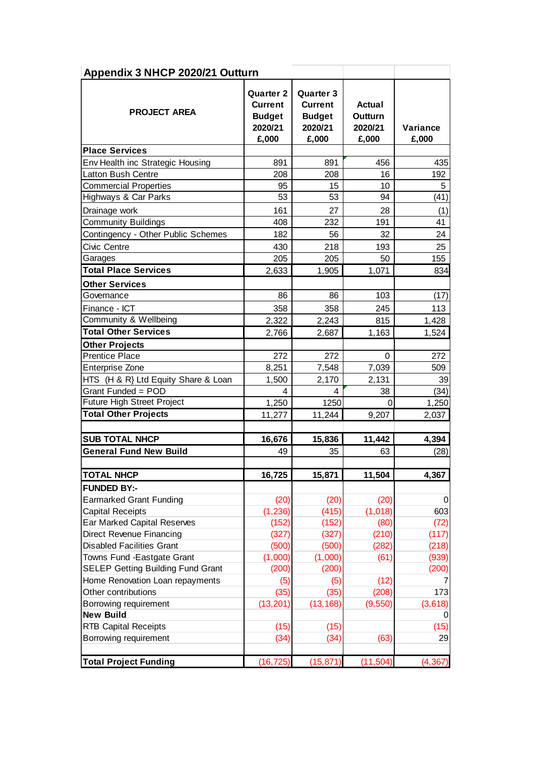## Appendix 3 NHCP 2020/21 Outturn

| PROJECT AREA | Quarter 2 Current Budget 2020/21 £,000 | Quarter 3 Current Budget 2020/21 £,000 | Actual Outturn 2020/21 £,000 | Variance £,000 |
|---|---|---|---|---|
| **Place Services** | | | | |
| Env Health inc Strategic Housing | 891 | 891 | 456 | 435 |
| Latton Bush Centre | 208 | 208 | 16 | 192 |
| Commercial Properties | 95 | 15 | 10 | 5 |
| Highways & Car Parks | 53 | 53 | 94 | (41) |
| Drainage work | 161 | 27 | 28 | (1) |
| Community Buildings | 408 | 232 | 191 | 41 |
| Contingency - Other Public Schemes | 182 | 56 | 32 | 24 |
| Civic Centre | 430 | 218 | 193 | 25 |
| Garages | 205 | 205 | 50 | 155 |
| **Total Place Services** | 2,633 | 1,905 | 1,071 | 834 |
| **Other Services** | | | | |
| Governance | 86 | 86 | 103 | (17) |
| Finance - ICT | 358 | 358 | 245 | 113 |
| Community & Wellbeing | 2,322 | 2,243 | 815 | 1,428 |
| **Total Other Services** | 2,766 | 2,687 | 1,163 | 1,524 |
| **Other Projects** | | | | |
| Prentice Place | 272 | 272 | 0 | 272 |
| Enterprise Zone | 8,251 | 7,548 | 7,039 | 509 |
| HTS (H & R} Ltd Equity Share & Loan | 1,500 | 2,170 | 2,131 | 39 |
| Grant Funded = POD | 4 | 4 | 38 | (34) |
| Future High Street Project | 1,250 | 1250 | 0 | 1,250 |
| **Total Other Projects** | 11,277 | 11,244 | 9,207 | 2,037 |
| | | | | |
| **SUB TOTAL NHCP** | **16,676** | **15,836** | **11,442** | **4,394** |
| **General Fund New Build** | 49 | 35 | 63 | (28) |
| | | | | |
| **TOTAL NHCP** | **16,725** | **15,871** | **11,504** | **4,367** |
| **FUNDED BY:-** | | | | |
| Earmarked Grant Funding | (20) | (20) | (20) | 0 |
| Capital Receipts | (1,236) | (415) | (1,018) | 603 |
| Ear Marked Capital Reserves | (152) | (152) | (80) | (72) |
| Direct Revenue Financing | (327) | (327) | (210) | (117) |
| Disabled Facilities Grant | (500) | (500) | (282) | (218) |
| Towns Fund -Eastgate Grant | (1,000) | (1,000) | (61) | (939) |
| SELEP Getting Building Fund Grant | (200) | (200) | | (200) |
| Home Renovation Loan repayments | (5) | (5) | (12) | 7 |
| Other contributions | (35) | (35) | (208) | 173 |
| Borrowing requirement | (13,201) | (13,168) | (9,550) | (3,618) |
| **New Build** | | | | 0 |
| RTB Capital Receipts | (15) | (15) | | (15) |
| Borrowing requirement | (34) | (34) | (63) | 29 |
| | | | | |
| **Total Project Funding** | (16,725) | (15,871) | (11,504) | (4,367) |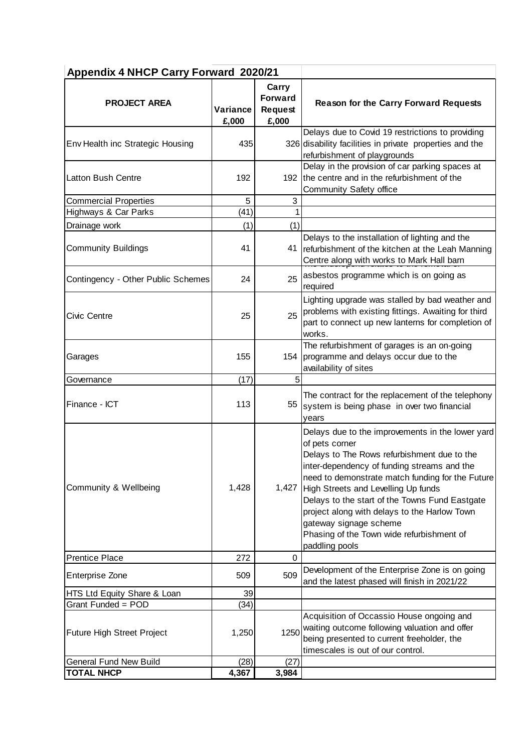## Appendix 4 NHCP Carry Forward 2020/21

| PROJECT AREA | Variance £,000 | Carry Forward Request £,000 | Reason for the Carry Forward Requests |
|---|---|---|---|
| Env Health inc Strategic Housing | 435 | 326 | Delays due to Covid 19 restrictions to providing disability facilities in private properties and the refurbishment of playgrounds |
| Latton Bush Centre | 192 | 192 | Delay in the provision of car parking spaces at the centre and in the refurbishment of the Community Safety office |
| Commercial Properties | 5 | 3 | |
| Highways & Car Parks | (41) | 1 | |
| Drainage work | (1) | (1) | |
| Community Buildings | 41 | 41 | Delays to the installation of lighting and the refurbishment of the kitchen at the Leah Manning Centre along with works to Mark Hall barn |
| Contingency - Other Public Schemes | 24 | 25 | asbestos programme which is on going as required |
| Civic Centre | 25 | 25 | Lighting upgrade was stalled by bad weather and problems with existing fittings. Awaiting for third part to connect up new lanterns for completion of works. |
| Garages | 155 | 154 | The refurbishment of garages is an on-going programme and delays occur due to the availability of sites |
| Governance | (17) | 5 | |
| Finance - ICT | 113 | 55 | The contract for the replacement of the telephony system is being phase in over two financial years |
| Community & Wellbeing | 1,428 | 1,427 | Delays due to the improvements in the lower yard of pets corner<br>Delays to The Rows refurbishment due to the inter-dependency of funding streams and the need to demonstrate match funding for the Future High Streets and Levelling Up funds<br>Delays to the start of the Towns Fund Eastgate project along with delays to the Harlow Town gateway signage scheme<br>Phasing of the Town wide refurbishment of paddling pools |
| Prentice Place | 272 | 0 | |
| Enterprise Zone | 509 | 509 | Development of the Enterprise Zone is on going and the latest phased will finish in 2021/22 |
| HTS Ltd Equity Share & Loan | 39 | | |
| Grant Funded = POD | (34) | | |
| Future High Street Project | 1,250 | 1250 | Acquisition of Occassio House ongoing and waiting outcome following valuation and offer being presented to current freeholder, the timescales is out of our control. |
| General Fund New Build | (28) | (27) | |
| **TOTAL NHCP** | **4,367** | **3,984** | |